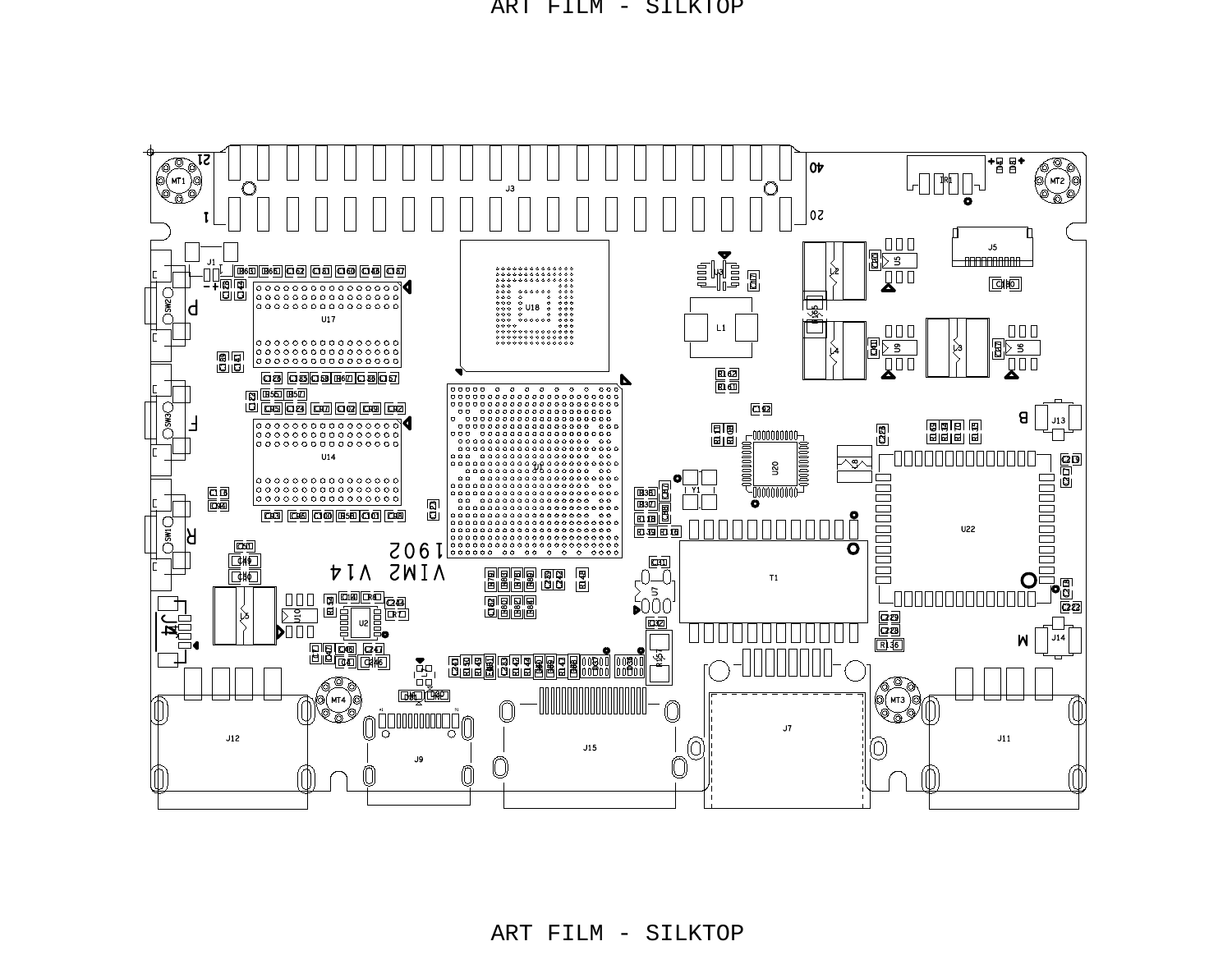# ART FILM - SILKTOP

VIM2 V14

1902

ART FILM - SILKTOP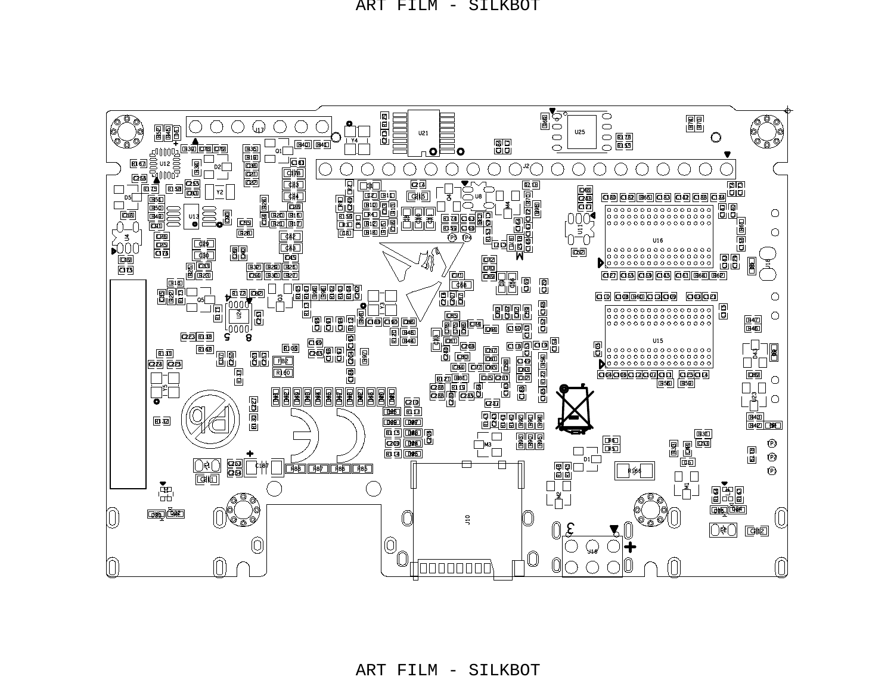ART FILM - SILKBOT

ART FILM - SILKBOT